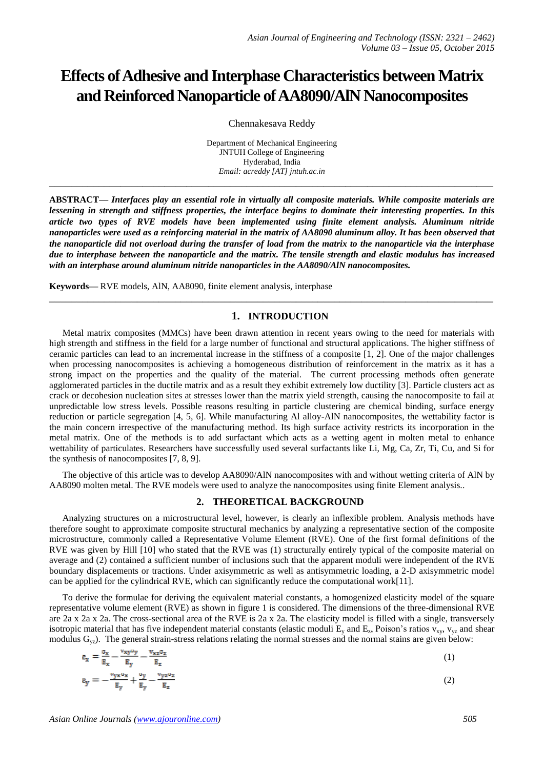# Effects of Adhesive and Interphase Characteristics between Matrix and Reinforced Nanoparticle of AA8090/AlN Nanocomposites

Chennakesava Reddy

Department of Mechanical Engineering
JNTUH College of Engineering
Hyderabad, India
*Email: acreddy [AT] jntuh.ac.in*

---

**ABSTRACT—** ***Interfaces play an essential role in virtually all composite materials. While composite materials are lessening in strength and stiffness properties, the interface begins to dominate their interesting properties. In this article two types of RVE models have been implemented using finite element analysis. Aluminum nitride nanoparticles were used as a reinforcing material in the matrix of AA8090 aluminum alloy. It has been observed that the nanoparticle did not overload during the transfer of load from the matrix to the nanoparticle via the interphase due to interphase between the nanoparticle and the matrix. The tensile strength and elastic modulus has increased with an interphase around aluminum nitride nanoparticles in the AA8090/AlN nanocomposites.***

**Keywords—** RVE models, AlN, AA8090, finite element analysis, interphase

---

## 1. INTRODUCTION

Metal matrix composites (MMCs) have been drawn attention in recent years owing to the need for materials with high strength and stiffness in the field for a large number of functional and structural applications. The higher stiffness of ceramic particles can lead to an incremental increase in the stiffness of a composite [1, 2]. One of the major challenges when processing nanocomposites is achieving a homogeneous distribution of reinforcement in the matrix as it has a strong impact on the properties and the quality of the material. The current processing methods often generate agglomerated particles in the ductile matrix and as a result they exhibit extremely low ductility [3]. Particle clusters act as crack or decohesion nucleation sites at stresses lower than the matrix yield strength, causing the nanocomposite to fail at unpredictable low stress levels. Possible reasons resulting in particle clustering are chemical binding, surface energy reduction or particle segregation [4, 5, 6]. While manufacturing Al alloy-AlN nanocomposites, the wettability factor is the main concern irrespective of the manufacturing method. Its high surface activity restricts its incorporation in the metal matrix. One of the methods is to add surfactant which acts as a wetting agent in molten metal to enhance wettability of particulates. Researchers have successfully used several surfactants like Li, Mg, Ca, Zr, Ti, Cu, and Si for the synthesis of nanocomposites [7, 8, 9].

The objective of this article was to develop AA8090/AlN nanocomposites with and without wetting criteria of AlN by AA8090 molten metal. The RVE models were used to analyze the nanocomposites using finite Element analysis..

## 2. THEORETICAL BACKGROUND

Analyzing structures on a microstructural level, however, is clearly an inflexible problem. Analysis methods have therefore sought to approximate composite structural mechanics by analyzing a representative section of the composite microstructure, commonly called a Representative Volume Element (RVE). One of the first formal definitions of the RVE was given by Hill [10] who stated that the RVE was (1) structurally entirely typical of the composite material on average and (2) contained a sufficient number of inclusions such that the apparent moduli were independent of the RVE boundary displacements or tractions. Under axisymmetric as well as antisymmetric loading, a 2-D axisymmetric model can be applied for the cylindrical RVE, which can significantly reduce the computational work[11].

To derive the formulae for deriving the equivalent material constants, a homogenized elasticity model of the square representative volume element (RVE) as shown in figure 1 is considered. The dimensions of the three-dimensional RVE are 2a x 2a x 2a. The cross-sectional area of the RVE is 2a x 2a. The elasticity model is filled with a single, transversely isotropic material that has five independent material constants (elastic moduli $E_y$ and $E_z$, Poison's ratios $v_{xy}$, $v_{yz}$ and shear modulus $G_{yz}$). The general strain-stress relations relating the normal stresses and the normal stains are given below:

$$\varepsilon_x = \frac{\sigma_x}{E_x} - \frac{v_{xy}\sigma_y}{E_y} - \frac{v_{xz}\sigma_z}{E_z} \tag{1}$$

$$\varepsilon_y = -\frac{v_{yx}\sigma_x}{E_y} + \frac{\sigma_y}{E_y} - \frac{v_{yz}\sigma_z}{E_z} \tag{2}$$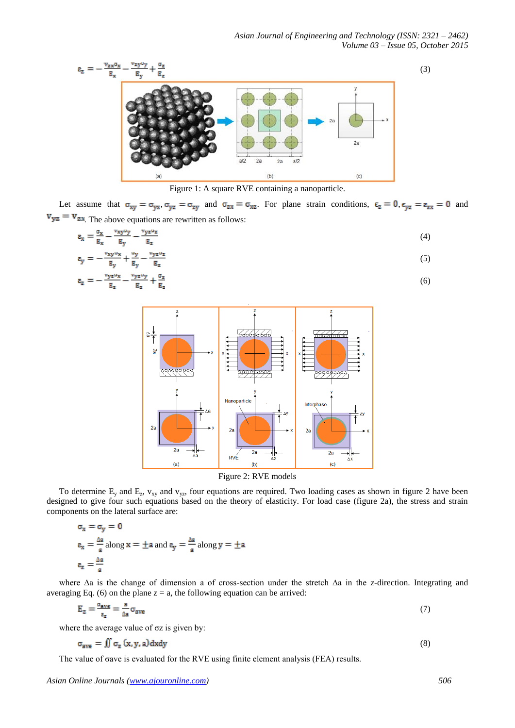$$\varepsilon_z = -\frac{\nu_{zx}\sigma_x}{E_x} - \frac{\nu_{zy}\sigma_y}{E_y} + \frac{\sigma_z}{E_z} \quad (3)$$

Figure 1: A square RVE containing a nanoparticle.

Let assume that $\sigma_{xy} = \sigma_{yx}, \sigma_{yz} = \sigma_{zy}$ and $\sigma_{zx} = \sigma_{xz}$. For plane strain conditions, $\varepsilon_z = 0, \varepsilon_{yz} = \varepsilon_{zx} = 0$ and $\nu_{yz} = \nu_{zx}$. The above equations are rewritten as follows:

$$\varepsilon_x = \frac{\sigma_x}{E_x} - \frac{\nu_{xy}\sigma_y}{E_y} - \frac{\nu_{yz}\sigma_z}{E_z} \quad (4)$$

$$\varepsilon_y = -\frac{\nu_{xy}\sigma_x}{E_y} + \frac{\sigma_y}{E_y} - \frac{\nu_{yz}\sigma_z}{E_z} \quad (5)$$

$$\varepsilon_z = -\frac{\nu_{yz}\sigma_x}{E_z} - \frac{\nu_{yz}\sigma_y}{E_z} + \frac{\sigma_z}{E_z} \quad (6)$$

Figure 2: RVE models

To determine $E_y$ and $E_z$, $\nu_{xy}$ and $\nu_{yz}$, four equations are required. Two loading cases as shown in figure 2 have been designed to give four such equations based on the theory of elasticity. For load case (figure 2a), the stress and strain components on the lateral surface are:

$$\sigma_x = \sigma_y = 0$$

$$\varepsilon_x = \frac{\Delta a}{a} \text{ along } x = \pm a \text{ and } \varepsilon_y = \frac{\Delta a}{a} \text{ along } y = \pm a$$

$$\varepsilon_z = \frac{\Delta a}{a}$$

where Δa is the change of dimension a of cross-section under the stretch Δa in the z-direction. Integrating and averaging Eq. (6) on the plane z = a, the following equation can be arrived:

$$E_z = \frac{\sigma_{ave}}{\varepsilon_z} = \frac{a}{\Delta a}\sigma_{ave} \quad (7)$$

where the average value of σz is given by:

$$\sigma_{ave} = \iint \sigma_z\,(x, y, a)\,dxdy \quad (8)$$

The value of σave is evaluated for the RVE using finite element analysis (FEA) results.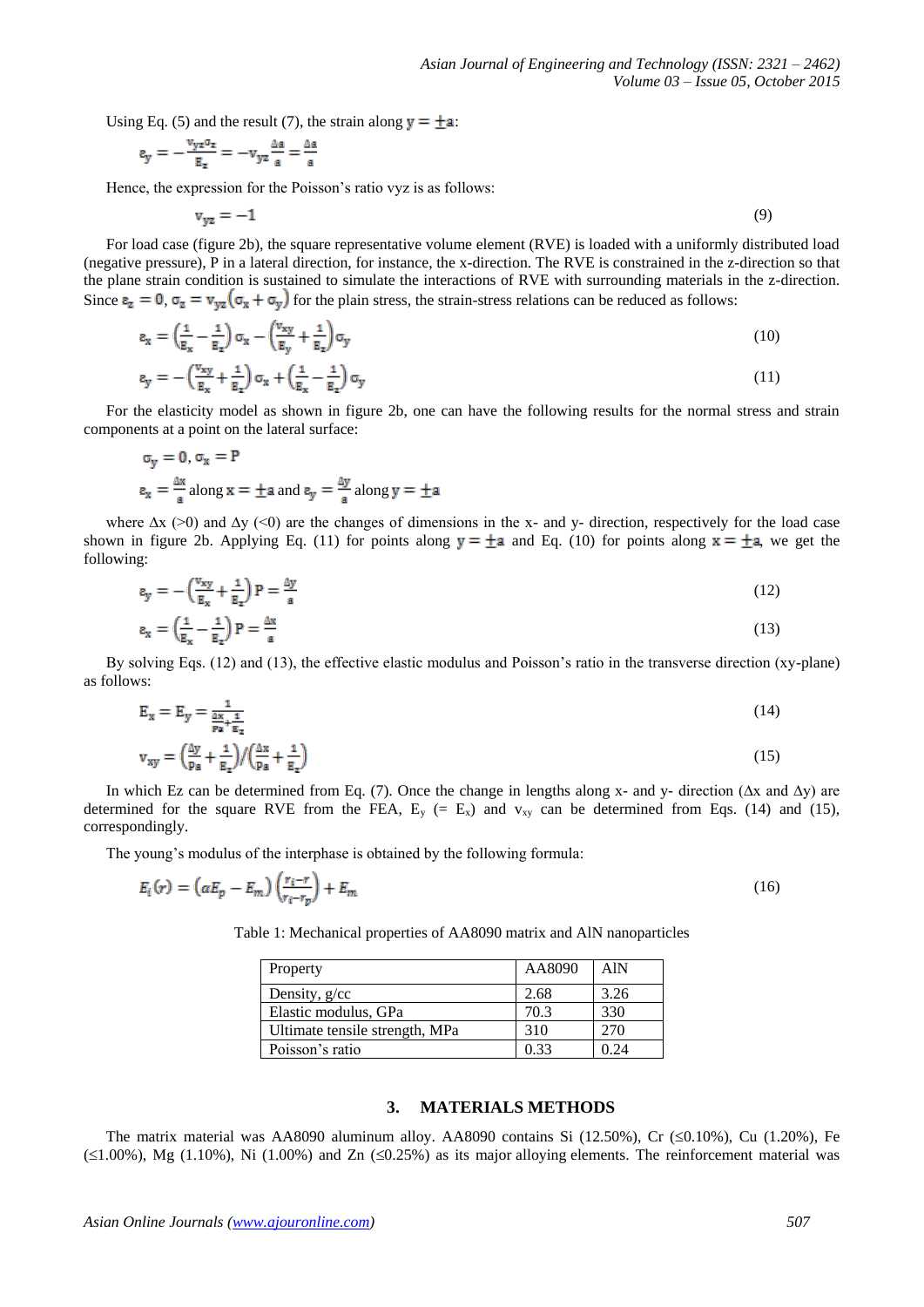Using Eq. (5) and the result (7), the strain along $y = \pm a$:

$$\varepsilon_y = -\frac{v_{yz}\sigma_z}{E_z} = -v_{yz}\frac{\Delta a}{a} = \frac{\Delta a}{a}$$

Hence, the expression for the Poisson's ratio vyz is as follows:

$$v_{yz} = -1 \tag{9}$$

For load case (figure 2b), the square representative volume element (RVE) is loaded with a uniformly distributed load (negative pressure), P in a lateral direction, for instance, the x-direction. The RVE is constrained in the z-direction so that the plane strain condition is sustained to simulate the interactions of RVE with surrounding materials in the z-direction. Since $\varepsilon_z = 0$, $\sigma_z = v_{yz}(\sigma_x + \sigma_y)$ for the plain stress, the strain-stress relations can be reduced as follows:

$$\varepsilon_x = \left(\frac{1}{E_x} - \frac{1}{E_z}\right)\sigma_x - \left(\frac{v_{xy}}{E_y} + \frac{1}{E_z}\right)\sigma_y \tag{10}$$

$$\varepsilon_y = -\left(\frac{v_{xy}}{E_x} + \frac{1}{E_z}\right)\sigma_x + \left(\frac{1}{E_x} - \frac{1}{E_z}\right)\sigma_y \tag{11}$$

For the elasticity model as shown in figure 2b, one can have the following results for the normal stress and strain components at a point on the lateral surface:

$$\sigma_y = 0, \sigma_x = P$$

$$\varepsilon_x = \frac{\Delta x}{a} \text{ along } x = \pm a \text{ and } \varepsilon_y = \frac{\Delta y}{a} \text{ along } y = \pm a$$

where $\Delta x$ (>0) and $\Delta y$ (<0) are the changes of dimensions in the x- and y- direction, respectively for the load case shown in figure 2b. Applying Eq. (11) for points along $y = \pm a$ and Eq. (10) for points along $x = \pm a$, we get the following:

$$\varepsilon_y = -\left(\frac{v_{xy}}{E_x} + \frac{1}{E_z}\right)P = \frac{\Delta y}{a} \tag{12}$$

$$\varepsilon_x = \left(\frac{1}{E_x} - \frac{1}{E_z}\right)P = \frac{\Delta x}{a} \tag{13}$$

By solving Eqs. (12) and (13), the effective elastic modulus and Poisson's ratio in the transverse direction (xy-plane) as follows:

$$E_x = E_y = \frac{1}{\frac{\Delta x}{Pa} + \frac{1}{E_z}} \tag{14}$$

$$v_{xy} = \left(\frac{\Delta y}{Pa} + \frac{1}{E_z}\right) \Big/ \left(\frac{\Delta x}{Pa} + \frac{1}{E_z}\right) \tag{15}$$

In which Ez can be determined from Eq. (7). Once the change in lengths along x- and y- direction ($\Delta x$ and $\Delta y$) are determined for the square RVE from the FEA, $E_y$ (= $E_x$) and $v_{xy}$ can be determined from Eqs. (14) and (15), correspondingly.

The young's modulus of the interphase is obtained by the following formula:

$$E_i(r) = (\alpha E_p - E_m)\left(\frac{r_i - r}{r_i - r_p}\right) + E_m \tag{16}$$

Table 1: Mechanical properties of AA8090 matrix and AlN nanoparticles

| Property | AA8090 | AlN |
|---|---|---|
| Density, g/cc | 2.68 | 3.26 |
| Elastic modulus, GPa | 70.3 | 330 |
| Ultimate tensile strength, MPa | 310 | 270 |
| Poisson's ratio | 0.33 | 0.24 |

## 3. MATERIALS METHODS

The matrix material was AA8090 aluminum alloy. AA8090 contains Si (12.50%), Cr (≤0.10%), Cu (1.20%), Fe (≤1.00%), Mg (1.10%), Ni (1.00%) and Zn (≤0.25%) as its major alloying elements. The reinforcement material was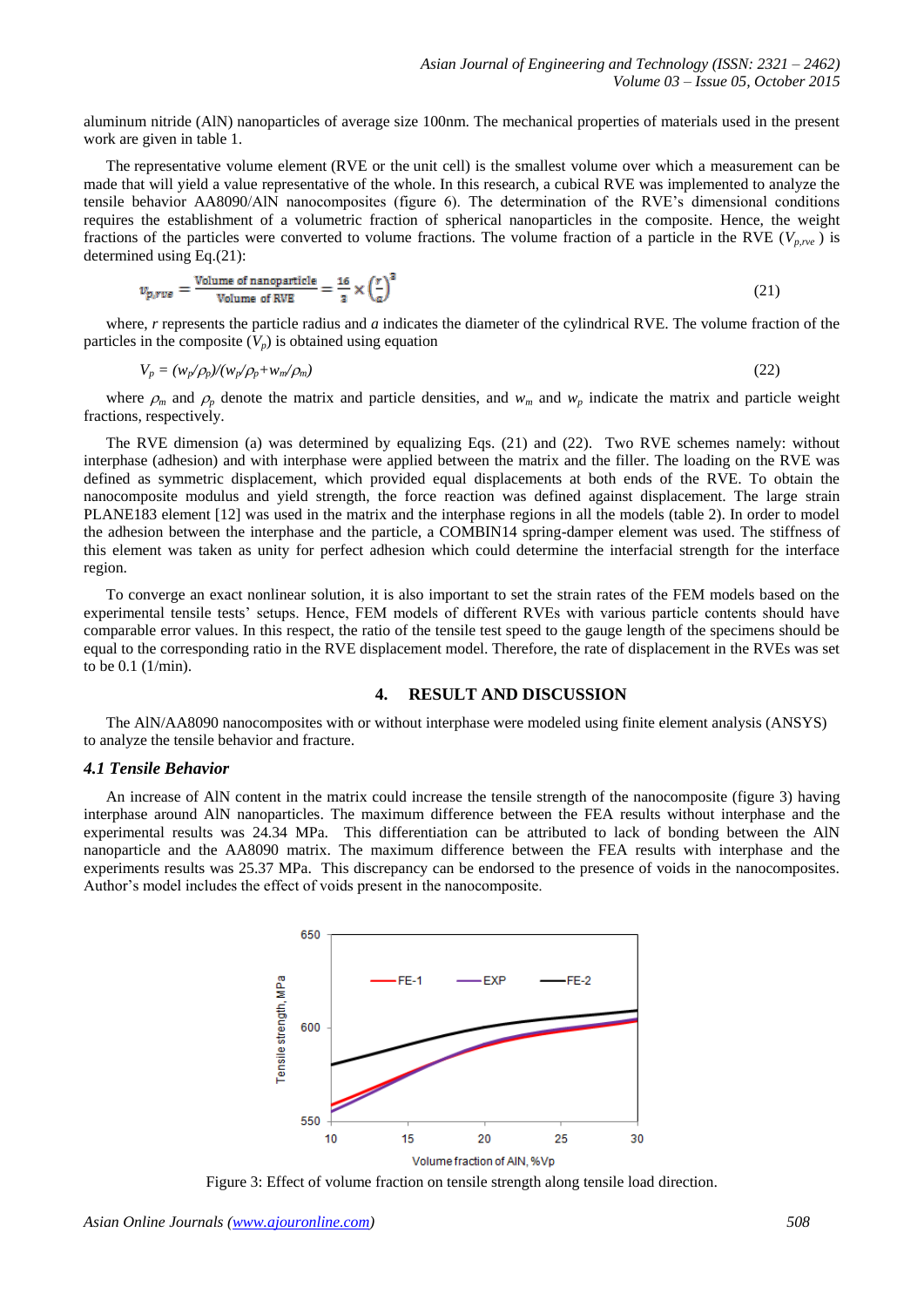aluminum nitride (AlN) nanoparticles of average size 100nm. The mechanical properties of materials used in the present work are given in table 1.

The representative volume element (RVE or the unit cell) is the smallest volume over which a measurement can be made that will yield a value representative of the whole. In this research, a cubical RVE was implemented to analyze the tensile behavior AA8090/AlN nanocomposites (figure 6). The determination of the RVE's dimensional conditions requires the establishment of a volumetric fraction of spherical nanoparticles in the composite. Hence, the weight fractions of the particles were converted to volume fractions. The volume fraction of a particle in the RVE ($V_{p,rve}$ ) is determined using Eq.(21):

$$v_{p,rve} = \frac{\text{Volume of nanoparticle}}{\text{Volume of RVE}} = \frac{16}{3} \times \left(\frac{r}{a}\right)^3 \tag{21}$$

where, $r$ represents the particle radius and $a$ indicates the diameter of the cylindrical RVE. The volume fraction of the particles in the composite ($V_p$) is obtained using equation

$$V_p = (w_p/\rho_p)/(w_p/\rho_p + w_m/\rho_m) \tag{22}$$

where $\rho_m$ and $\rho_p$ denote the matrix and particle densities, and $w_m$ and $w_p$ indicate the matrix and particle weight fractions, respectively.

The RVE dimension (a) was determined by equalizing Eqs. (21) and (22). Two RVE schemes namely: without interphase (adhesion) and with interphase were applied between the matrix and the filler. The loading on the RVE was defined as symmetric displacement, which provided equal displacements at both ends of the RVE. To obtain the nanocomposite modulus and yield strength, the force reaction was defined against displacement. The large strain PLANE183 element [12] was used in the matrix and the interphase regions in all the models (table 2). In order to model the adhesion between the interphase and the particle, a COMBIN14 spring-damper element was used. The stiffness of this element was taken as unity for perfect adhesion which could determine the interfacial strength for the interface region.

To converge an exact nonlinear solution, it is also important to set the strain rates of the FEM models based on the experimental tensile tests' setups. Hence, FEM models of different RVEs with various particle contents should have comparable error values. In this respect, the ratio of the tensile test speed to the gauge length of the specimens should be equal to the corresponding ratio in the RVE displacement model. Therefore, the rate of displacement in the RVEs was set to be 0.1 (1/min).

## 4. RESULT AND DISCUSSION

The AlN/AA8090 nanocomposites with or without interphase were modeled using finite element analysis (ANSYS) to analyze the tensile behavior and fracture.

### 4.1 Tensile Behavior

An increase of AlN content in the matrix could increase the tensile strength of the nanocomposite (figure 3) having interphase around AlN nanoparticles. The maximum difference between the FEA results without interphase and the experimental results was 24.34 MPa. This differentiation can be attributed to lack of bonding between the AlN nanoparticle and the AA8090 matrix. The maximum difference between the FEA results with interphase and the experiments results was 25.37 MPa. This discrepancy can be endorsed to the presence of voids in the nanocomposites. Author's model includes the effect of voids present in the nanocomposite.

Figure 3: Effect of volume fraction on tensile strength along tensile load direction.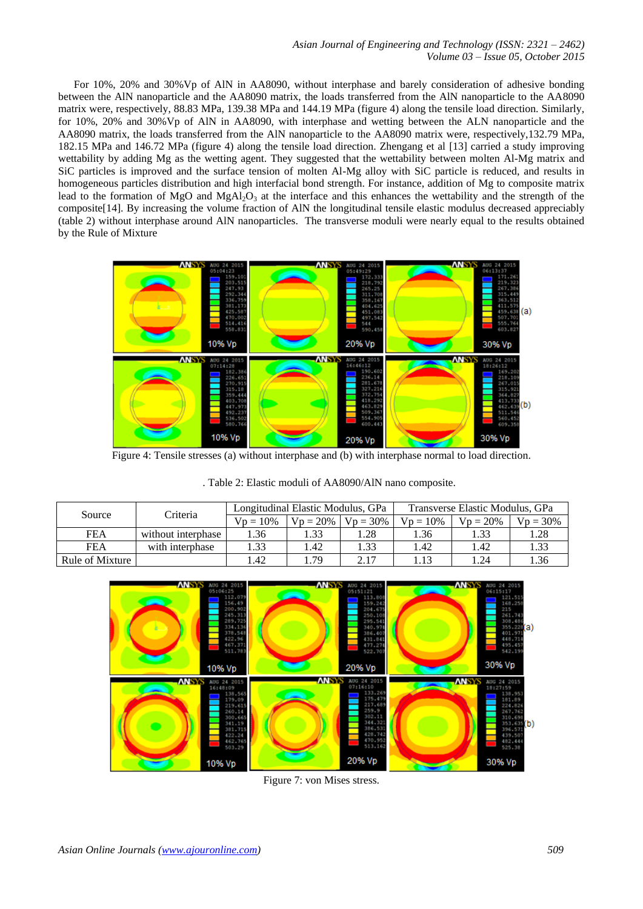For 10%, 20% and 30%Vp of AlN in AA8090, without interphase and barely consideration of adhesive bonding between the AlN nanoparticle and the AA8090 matrix, the loads transferred from the AlN nanoparticle to the AA8090 matrix were, respectively, 88.83 MPa, 139.38 MPa and 144.19 MPa (figure 4) along the tensile load direction. Similarly, for 10%, 20% and 30%Vp of AlN in AA8090, with interphase and wetting between the ALN nanoparticle and the AA8090 matrix, the loads transferred from the AlN nanoparticle to the AA8090 matrix were, respectively,132.79 MPa, 182.15 MPa and 146.72 MPa (figure 4) along the tensile load direction. Zhengang et al [13] carried a study improving wettability by adding Mg as the wetting agent. They suggested that the wettability between molten Al-Mg matrix and SiC particles is improved and the surface tension of molten Al-Mg alloy with SiC particle is reduced, and results in homogeneous particles distribution and high interfacial bond strength. For instance, addition of Mg to composite matrix lead to the formation of MgO and $MgAl_2O_3$ at the interface and this enhances the wettability and the strength of the composite[14]. By increasing the volume fraction of AlN the longitudinal tensile elastic modulus decreased appreciably (table 2) without interphase around AlN nanoparticles. The transverse moduli were nearly equal to the results obtained by the Rule of Mixture

Figure 4: Tensile stresses (a) without interphase and (b) with interphase normal to load direction.

. Table 2: Elastic moduli of AA8090/AlN nano composite.

| Source | Criteria | Longitudinal Elastic Modulus, GPa | | | Transverse Elastic Modulus, GPa | | |
|---|---|---|---|---|---|---|---|
| | | Vp = 10% | Vp = 20% | Vp = 30% | Vp = 10% | Vp = 20% | Vp = 30% |
| FEA | without interphase | 1.36 | 1.33 | 1.28 | 1.36 | 1.33 | 1.28 |
| FEA | with interphase | 1.33 | 1.42 | 1.33 | 1.42 | 1.42 | 1.33 |
| Rule of Mixture | | 1.42 | 1.79 | 2.17 | 1.13 | 1.24 | 1.36 |

Figure 7: von Mises stress.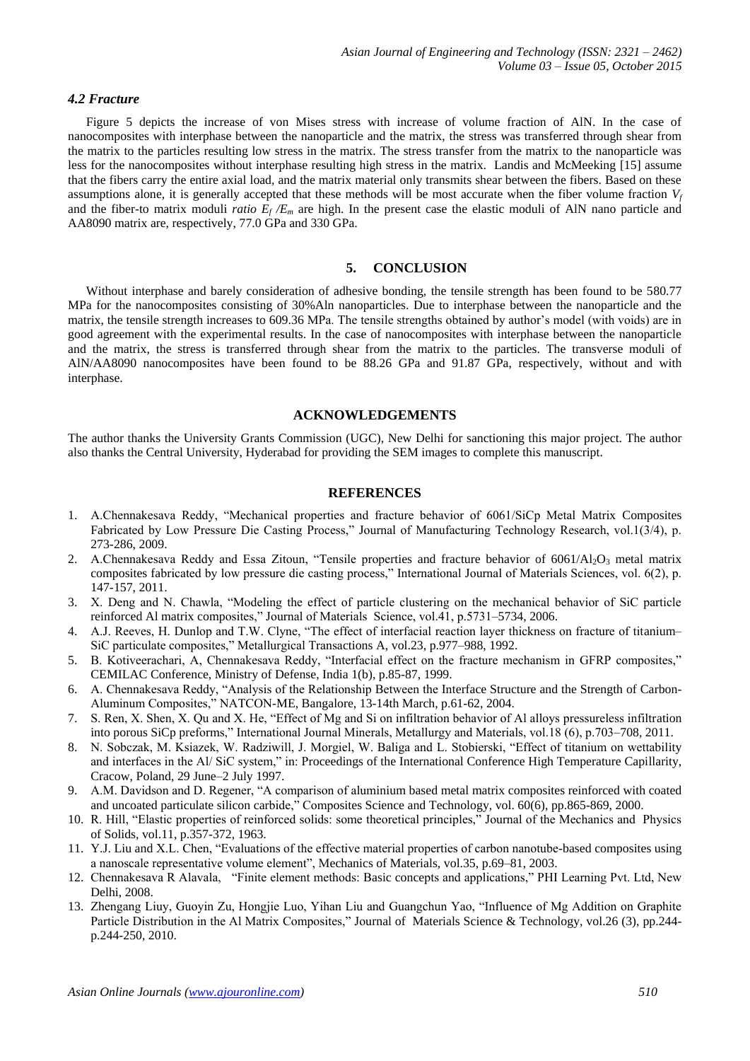### *4.2 Fracture*

Figure 5 depicts the increase of von Mises stress with increase of volume fraction of AlN. In the case of nanocomposites with interphase between the nanoparticle and the matrix, the stress was transferred through shear from the matrix to the particles resulting low stress in the matrix. The stress transfer from the matrix to the nanoparticle was less for the nanocomposites without interphase resulting high stress in the matrix. Landis and McMeeking [15] assume that the fibers carry the entire axial load, and the matrix material only transmits shear between the fibers. Based on these assumptions alone, it is generally accepted that these methods will be most accurate when the fiber volume fraction $V_f$ and the fiber-to matrix moduli *ratio* $E_f / E_m$ are high. In the present case the elastic moduli of AlN nano particle and AA8090 matrix are, respectively, 77.0 GPa and 330 GPa.

## 5. CONCLUSION

Without interphase and barely consideration of adhesive bonding, the tensile strength has been found to be 580.77 MPa for the nanocomposites consisting of 30%Aln nanoparticles. Due to interphase between the nanoparticle and the matrix, the tensile strength increases to 609.36 MPa. The tensile strengths obtained by author's model (with voids) are in good agreement with the experimental results. In the case of nanocomposites with interphase between the nanoparticle and the matrix, the stress is transferred through shear from the matrix to the particles. The transverse moduli of AlN/AA8090 nanocomposites have been found to be 88.26 GPa and 91.87 GPa, respectively, without and with interphase.

## ACKNOWLEDGEMENTS

The author thanks the University Grants Commission (UGC), New Delhi for sanctioning this major project. The author also thanks the Central University, Hyderabad for providing the SEM images to complete this manuscript.

## REFERENCES

1. A.Chennakesava Reddy, "Mechanical properties and fracture behavior of 6061/SiCp Metal Matrix Composites Fabricated by Low Pressure Die Casting Process," Journal of Manufacturing Technology Research, vol.1(3/4), p. 273-286, 2009.
2. A.Chennakesava Reddy and Essa Zitoun, "Tensile properties and fracture behavior of 6061/$Al_2O_3$ metal matrix composites fabricated by low pressure die casting process," International Journal of Materials Sciences, vol. 6(2), p. 147-157, 2011.
3. X. Deng and N. Chawla, "Modeling the effect of particle clustering on the mechanical behavior of SiC particle reinforced Al matrix composites," Journal of Materials Science, vol.41, p.5731–5734, 2006.
4. A.J. Reeves, H. Dunlop and T.W. Clyne, "The effect of interfacial reaction layer thickness on fracture of titanium–SiC particulate composites," Metallurgical Transactions A, vol.23, p.977–988, 1992.
5. B. Kotiveerachari, A, Chennakesava Reddy, "Interfacial effect on the fracture mechanism in GFRP composites," CEMILAC Conference, Ministry of Defense, India 1(b), p.85-87, 1999.
6. A. Chennakesava Reddy, "Analysis of the Relationship Between the Interface Structure and the Strength of Carbon-Aluminum Composites," NATCON-ME, Bangalore, 13-14th March, p.61-62, 2004.
7. S. Ren, X. Shen, X. Qu and X. He, "Effect of Mg and Si on infiltration behavior of Al alloys pressureless infiltration into porous SiCp preforms," International Journal Minerals, Metallurgy and Materials, vol.18 (6), p.703–708, 2011.
8. N. Sobczak, M. Ksiazek, W. Radziwill, J. Morgiel, W. Baliga and L. Stobierski, "Effect of titanium on wettability and interfaces in the Al/ SiC system," in: Proceedings of the International Conference High Temperature Capillarity, Cracow, Poland, 29 June–2 July 1997.
9. A.M. Davidson and D. Regener, "A comparison of aluminium based metal matrix composites reinforced with coated and uncoated particulate silicon carbide," Composites Science and Technology, vol. 60(6), pp.865-869, 2000.
10. R. Hill, "Elastic properties of reinforced solids: some theoretical principles," Journal of the Mechanics and Physics of Solids, vol.11, p.357-372, 1963.
11. Y.J. Liu and X.L. Chen, "Evaluations of the effective material properties of carbon nanotube-based composites using a nanoscale representative volume element", Mechanics of Materials, vol.35, p.69–81, 2003.
12. Chennakesava R Alavala, "Finite element methods: Basic concepts and applications," PHI Learning Pvt. Ltd, New Delhi, 2008.
13. Zhengang Liuy, Guoyin Zu, Hongjie Luo, Yihan Liu and Guangchun Yao, "Influence of Mg Addition on Graphite Particle Distribution in the Al Matrix Composites," Journal of Materials Science & Technology, vol.26 (3), pp.244-p.244-250, 2010.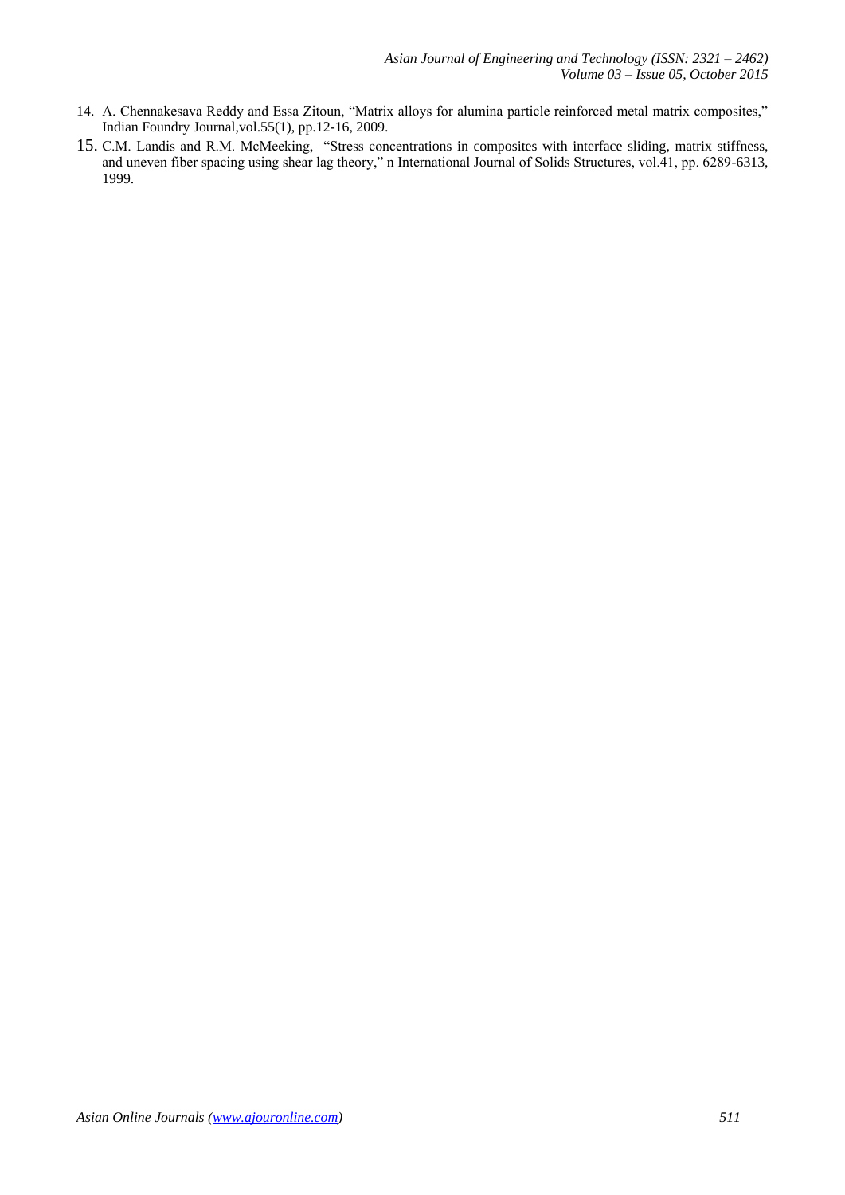14. A. Chennakesava Reddy and Essa Zitoun, “Matrix alloys for alumina particle reinforced metal matrix composites,” Indian Foundry Journal,vol.55(1), pp.12-16, 2009.
15. C.M. Landis and R.M. McMeeking, “Stress concentrations in composites with interface sliding, matrix stiffness, and uneven fiber spacing using shear lag theory,” n International Journal of Solids Structures, vol.41, pp. 6289-6313, 1999.